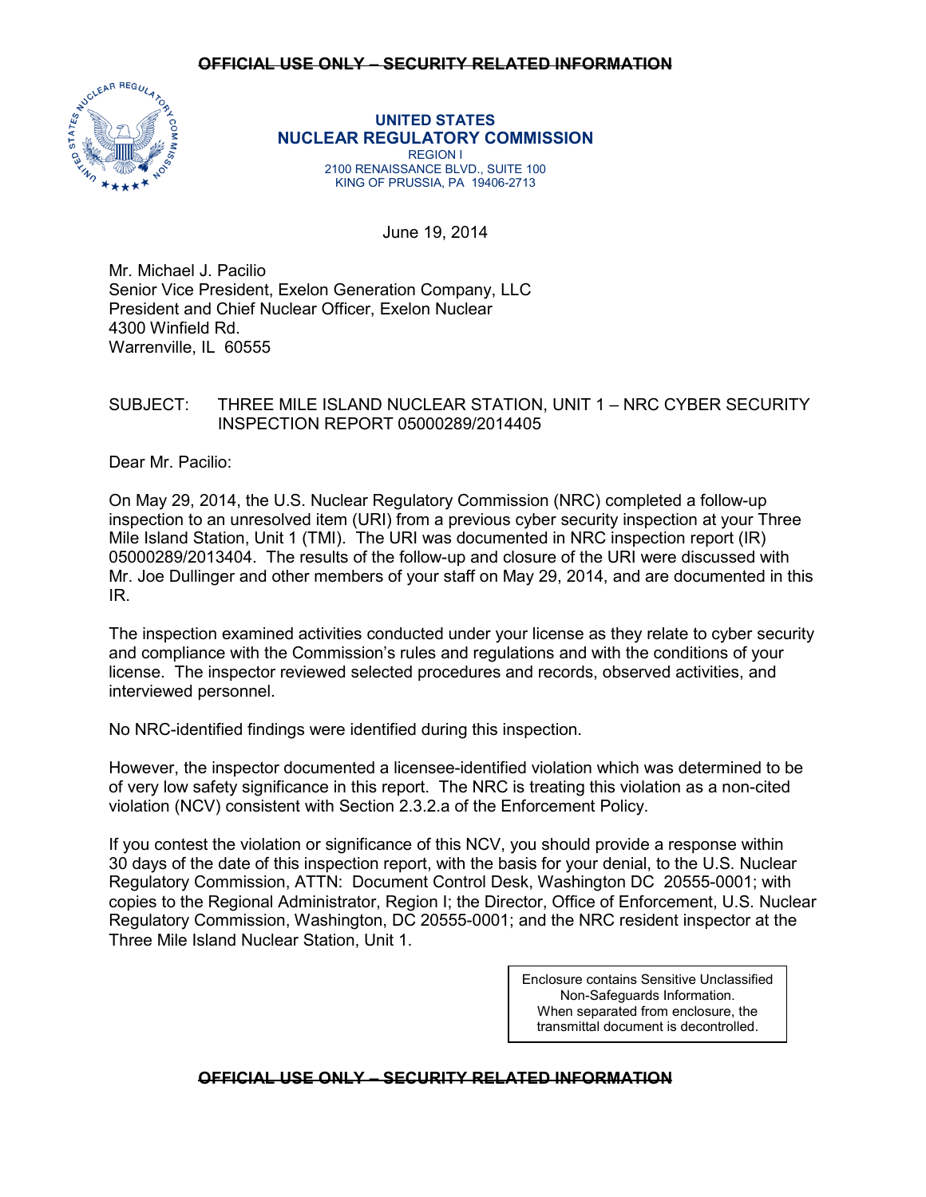~~OFFICIAL USE ONLY – SECURITY RELATED INFORMATION~~

**UNITED STATES**
**NUCLEAR REGULATORY COMMISSION**
REGION I
2100 RENAISSANCE BLVD., SUITE 100
KING OF PRUSSIA, PA 19406-2713

June 19, 2014

Mr. Michael J. Pacilio
Senior Vice President, Exelon Generation Company, LLC
President and Chief Nuclear Officer, Exelon Nuclear
4300 Winfield Rd.
Warrenville, IL 60555

SUBJECT: THREE MILE ISLAND NUCLEAR STATION, UNIT 1 – NRC CYBER SECURITY INSPECTION REPORT 05000289/2014405

Dear Mr. Pacilio:

On May 29, 2014, the U.S. Nuclear Regulatory Commission (NRC) completed a follow-up inspection to an unresolved item (URI) from a previous cyber security inspection at your Three Mile Island Station, Unit 1 (TMI). The URI was documented in NRC inspection report (IR) 05000289/2013404. The results of the follow-up and closure of the URI were discussed with Mr. Joe Dullinger and other members of your staff on May 29, 2014, and are documented in this IR.

The inspection examined activities conducted under your license as they relate to cyber security and compliance with the Commission's rules and regulations and with the conditions of your license. The inspector reviewed selected procedures and records, observed activities, and interviewed personnel.

No NRC-identified findings were identified during this inspection.

However, the inspector documented a licensee-identified violation which was determined to be of very low safety significance in this report. The NRC is treating this violation as a non-cited violation (NCV) consistent with Section 2.3.2.a of the Enforcement Policy.

If you contest the violation or significance of this NCV, you should provide a response within 30 days of the date of this inspection report, with the basis for your denial, to the U.S. Nuclear Regulatory Commission, ATTN: Document Control Desk, Washington DC 20555-0001; with copies to the Regional Administrator, Region I; the Director, Office of Enforcement, U.S. Nuclear Regulatory Commission, Washington, DC 20555-0001; and the NRC resident inspector at the Three Mile Island Nuclear Station, Unit 1.

> Enclosure contains Sensitive Unclassified Non-Safeguards Information. When separated from enclosure, the transmittal document is decontrolled.

~~OFFICIAL USE ONLY – SECURITY RELATED INFORMATION~~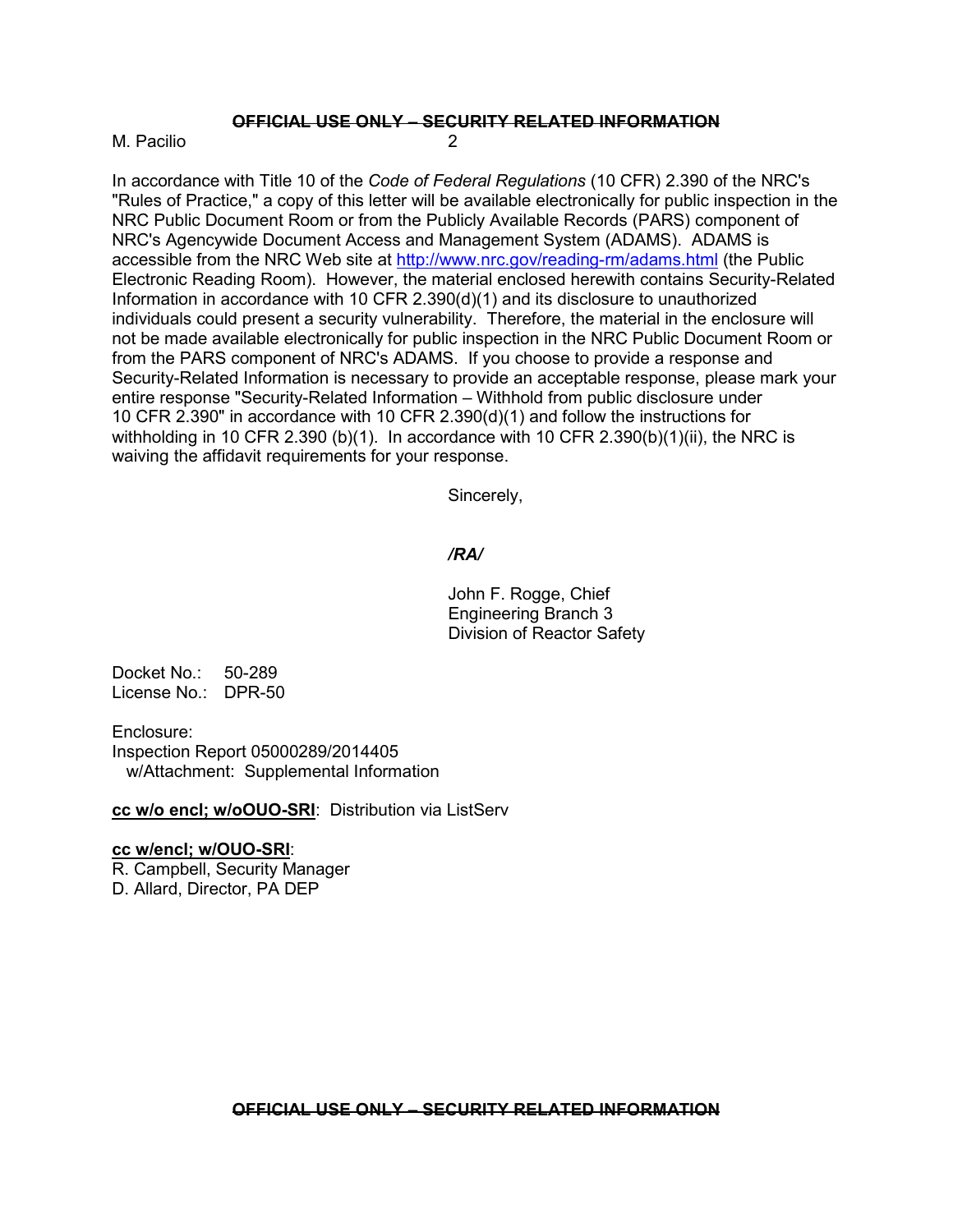In accordance with Title 10 of the *Code of Federal Regulations* (10 CFR) 2.390 of the NRC's "Rules of Practice," a copy of this letter will be available electronically for public inspection in the NRC Public Document Room or from the Publicly Available Records (PARS) component of NRC's Agencywide Document Access and Management System (ADAMS). ADAMS is accessible from the NRC Web site at http://www.nrc.gov/reading-rm/adams.html (the Public Electronic Reading Room). However, the material enclosed herewith contains Security-Related Information in accordance with 10 CFR 2.390(d)(1) and its disclosure to unauthorized individuals could present a security vulnerability. Therefore, the material in the enclosure will not be made available electronically for public inspection in the NRC Public Document Room or from the PARS component of NRC's ADAMS. If you choose to provide a response and Security-Related Information is necessary to provide an acceptable response, please mark your entire response "Security-Related Information – Withhold from public disclosure under 10 CFR 2.390" in accordance with 10 CFR 2.390(d)(1) and follow the instructions for withholding in 10 CFR 2.390 (b)(1). In accordance with 10 CFR 2.390(b)(1)(ii), the NRC is waiving the affidavit requirements for your response.

Sincerely,

*/RA/*

John F. Rogge, Chief
Engineering Branch 3
Division of Reactor Safety

Docket No.: 50-289
License No.: DPR-50

Enclosure:
Inspection Report 05000289/2014405
w/Attachment: Supplemental Information

**cc w/o encl; w/oOUO-SRI**: Distribution via ListServ

**cc w/encl; w/OUO-SRI**:
R. Campbell, Security Manager
D. Allard, Director, PA DEP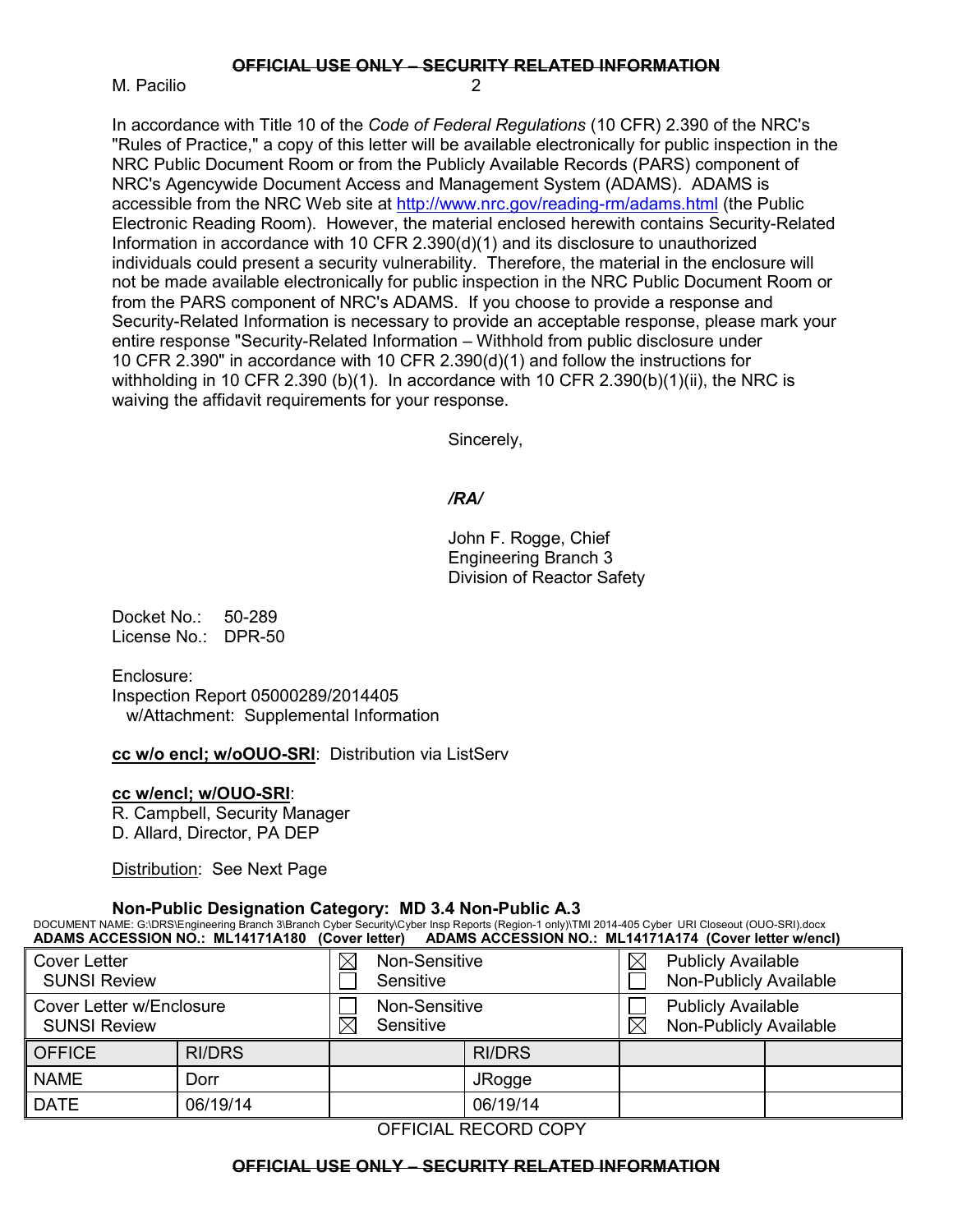In accordance with Title 10 of the *Code of Federal Regulations* (10 CFR) 2.390 of the NRC's "Rules of Practice," a copy of this letter will be available electronically for public inspection in the NRC Public Document Room or from the Publicly Available Records (PARS) component of NRC's Agencywide Document Access and Management System (ADAMS). ADAMS is accessible from the NRC Web site at http://www.nrc.gov/reading-rm/adams.html (the Public Electronic Reading Room). However, the material enclosed herewith contains Security-Related Information in accordance with 10 CFR 2.390(d)(1) and its disclosure to unauthorized individuals could present a security vulnerability. Therefore, the material in the enclosure will not be made available electronically for public inspection in the NRC Public Document Room or from the PARS component of NRC's ADAMS. If you choose to provide a response and Security-Related Information is necessary to provide an acceptable response, please mark your entire response "Security-Related Information – Withhold from public disclosure under 10 CFR 2.390" in accordance with 10 CFR 2.390(d)(1) and follow the instructions for withholding in 10 CFR 2.390 (b)(1). In accordance with 10 CFR 2.390(b)(1)(ii), the NRC is waiving the affidavit requirements for your response.

Sincerely,

*/RA/*

John F. Rogge, Chief
Engineering Branch 3
Division of Reactor Safety

Docket No.: 50-289
License No.: DPR-50

Enclosure:
Inspection Report 05000289/2014405
w/Attachment: Supplemental Information

**cc w/o encl; w/oOUO-SRI**: Distribution via ListServ

**cc w/encl; w/OUO-SRI**:
R. Campbell, Security Manager
D. Allard, Director, PA DEP

Distribution: See Next Page

**Non-Public Designation Category: MD 3.4 Non-Public A.3**

DOCUMENT NAME: G:\DRS\Engineering Branch 3\Branch Cyber Security\Cyber Insp Reports (Region-1 only)\TMI 2014-405 Cyber URI Closeout (OUO-SRI).docx
**ADAMS ACCESSION NO.: ML14171A180 (Cover letter) ADAMS ACCESSION NO.: ML14171A174 (Cover letter w/encl)**

| Cover Letter SUNSI Review | | ☒ Non-Sensitive ☐ Sensitive | | ☒ Publicly Available ☐ Non-Publicly Available | |
|---|---|---|---|---|---|
| Cover Letter w/Enclosure SUNSI Review | | ☐ Non-Sensitive ☒ Sensitive | | ☐ Publicly Available ☒ Non-Publicly Available | |
| OFFICE | RI/DRS | | RI/DRS | | |
| NAME | Dorr | | JRogge | | |
| DATE | 06/19/14 | | 06/19/14 | | |

OFFICIAL RECORD COPY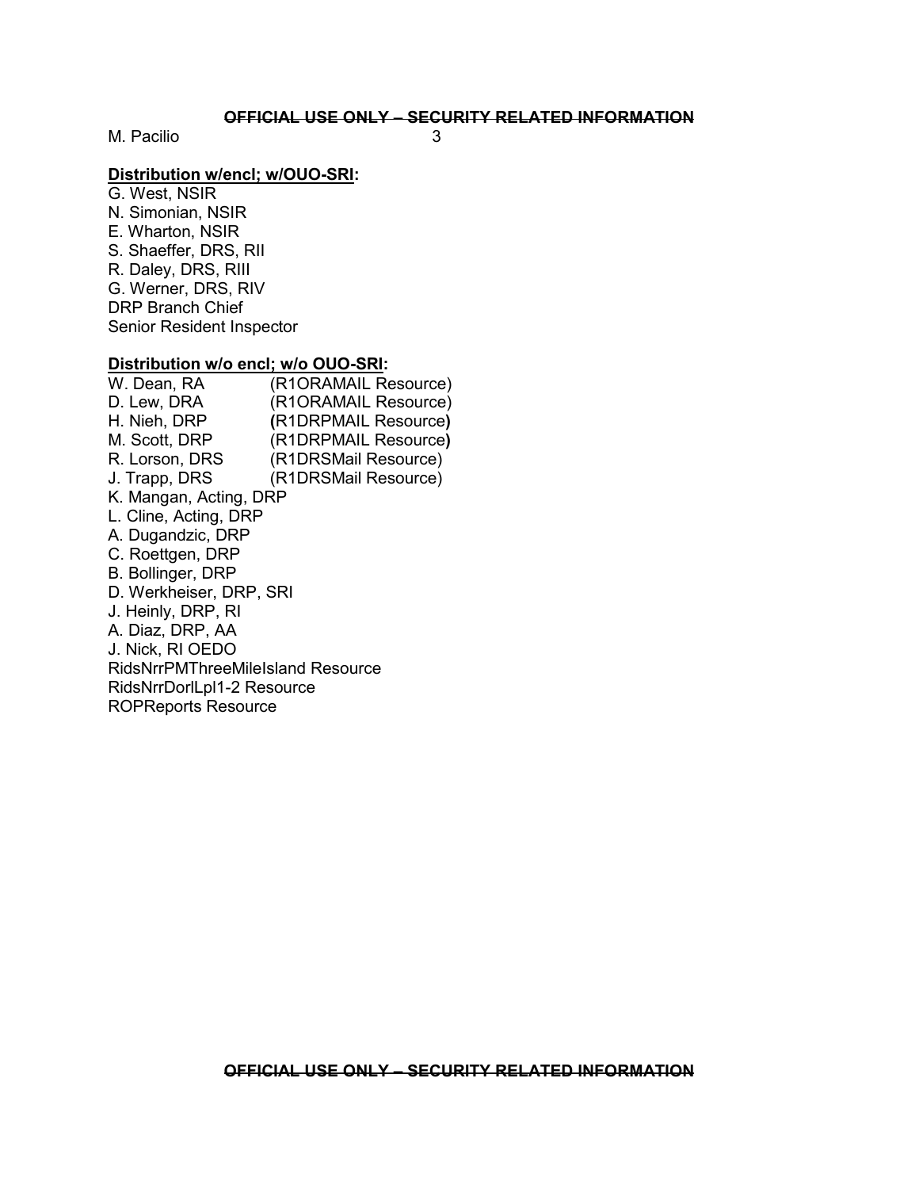**<u>Distribution w/encl; w/OUO-SRI</u>:**

G. West, NSIR
N. Simonian, NSIR
E. Wharton, NSIR
S. Shaeffer, DRS, RII
R. Daley, DRS, RIII
G. Werner, DRS, RIV
DRP Branch Chief
Senior Resident Inspector

**<u>Distribution w/o encl; w/o OUO-SRI</u>:**

W. Dean, RA (R1ORAMAIL Resource)
D. Lew, DRA (R1ORAMAIL Resource)
H. Nieh, DRP (R1DRPMAIL Resource)
M. Scott, DRP (R1DRPMAIL Resource)
R. Lorson, DRS (R1DRSMail Resource)
J. Trapp, DRS (R1DRSMail Resource)
K. Mangan, Acting, DRP
L. Cline, Acting, DRP
A. Dugandzic, DRP
C. Roettgen, DRP
B. Bollinger, DRP
D. Werkheiser, DRP, SRI
J. Heinly, DRP, RI
A. Diaz, DRP, AA
J. Nick, RI OEDO
RidsNrrPMThreeMileIsland Resource
RidsNrrDorlLpl1-2 Resource
ROPReports Resource